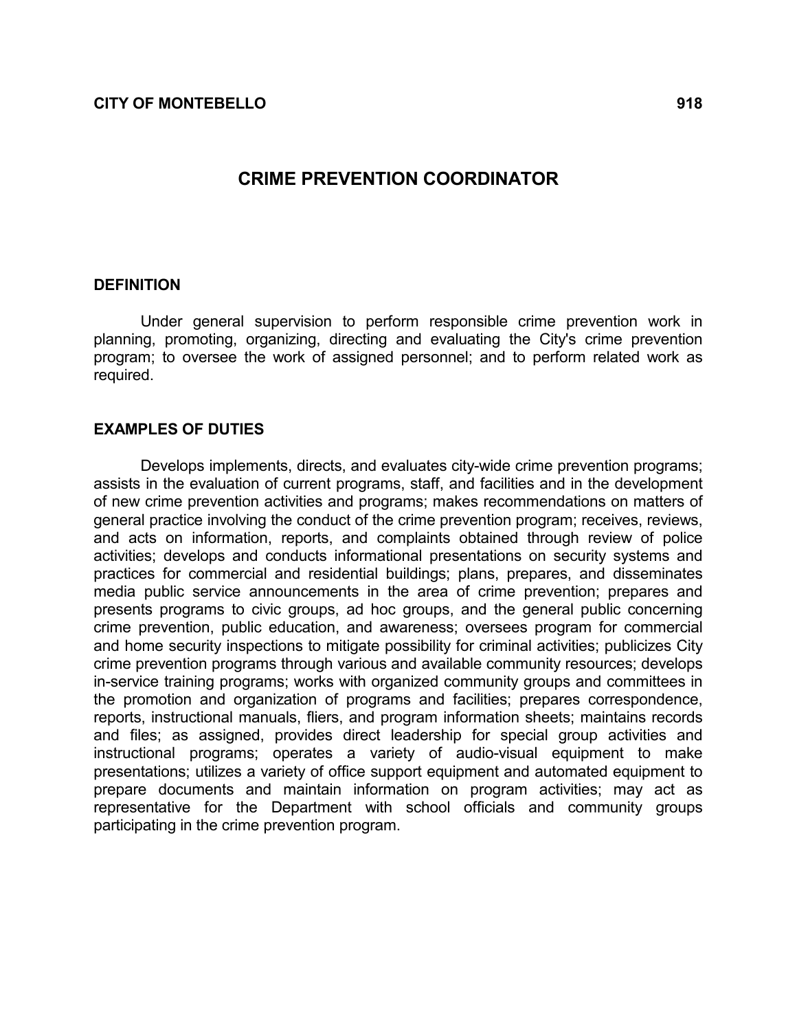**CITY OF MONTEBELLO** **918**

# CRIME PREVENTION COORDINATOR

## DEFINITION

Under general supervision to perform responsible crime prevention work in planning, promoting, organizing, directing and evaluating the City's crime prevention program; to oversee the work of assigned personnel; and to perform related work as required.

## EXAMPLES OF DUTIES

Develops implements, directs, and evaluates city-wide crime prevention programs; assists in the evaluation of current programs, staff, and facilities and in the development of new crime prevention activities and programs; makes recommendations on matters of general practice involving the conduct of the crime prevention program; receives, reviews, and acts on information, reports, and complaints obtained through review of police activities; develops and conducts informational presentations on security systems and practices for commercial and residential buildings; plans, prepares, and disseminates media public service announcements in the area of crime prevention; prepares and presents programs to civic groups, ad hoc groups, and the general public concerning crime prevention, public education, and awareness; oversees program for commercial and home security inspections to mitigate possibility for criminal activities; publicizes City crime prevention programs through various and available community resources; develops in-service training programs; works with organized community groups and committees in the promotion and organization of programs and facilities; prepares correspondence, reports, instructional manuals, fliers, and program information sheets; maintains records and files; as assigned, provides direct leadership for special group activities and instructional programs; operates a variety of audio-visual equipment to make presentations; utilizes a variety of office support equipment and automated equipment to prepare documents and maintain information on program activities; may act as representative for the Department with school officials and community groups participating in the crime prevention program.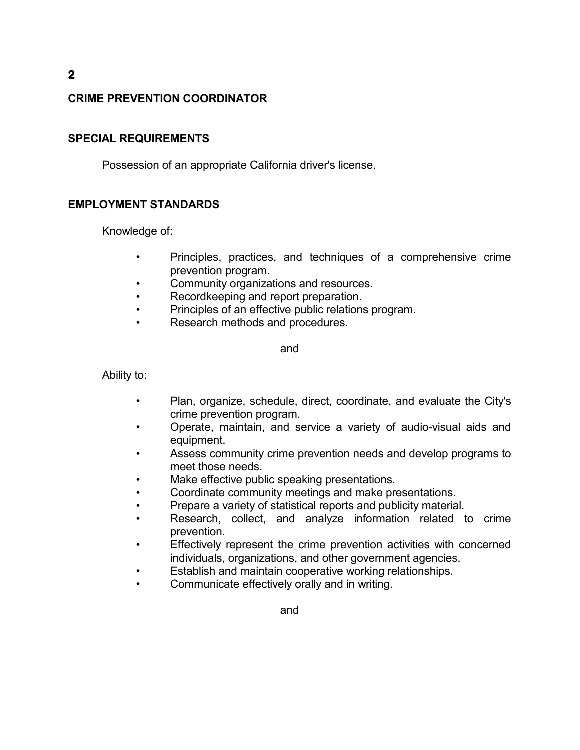## CRIME PREVENTION COORDINATOR

### SPECIAL REQUIREMENTS

Possession of an appropriate California driver's license.

### EMPLOYMENT STANDARDS

Knowledge of:

- Principles, practices, and techniques of a comprehensive crime prevention program.
- Community organizations and resources.
- Recordkeeping and report preparation.
- Principles of an effective public relations program.
- Research methods and procedures.

and

Ability to:

- Plan, organize, schedule, direct, coordinate, and evaluate the City's crime prevention program.
- Operate, maintain, and service a variety of audio-visual aids and equipment.
- Assess community crime prevention needs and develop programs to meet those needs.
- Make effective public speaking presentations.
- Coordinate community meetings and make presentations.
- Prepare a variety of statistical reports and publicity material.
- Research, collect, and analyze information related to crime prevention.
- Effectively represent the crime prevention activities with concerned individuals, organizations, and other government agencies.
- Establish and maintain cooperative working relationships.
- Communicate effectively orally and in writing.

and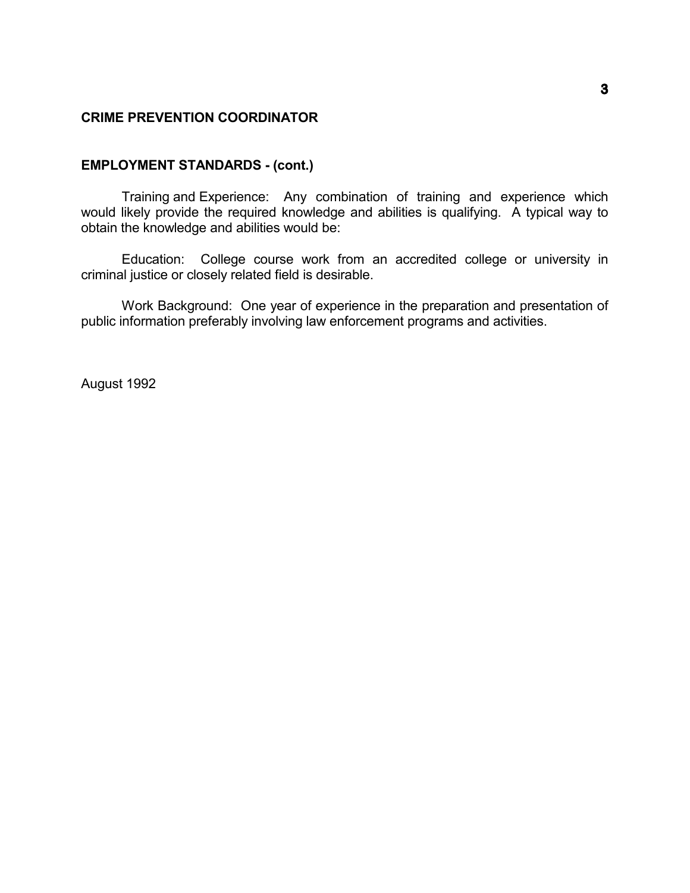**CRIME PREVENTION COORDINATOR**

**EMPLOYMENT STANDARDS - (cont.)**

Training and Experience: Any combination of training and experience which would likely provide the required knowledge and abilities is qualifying. A typical way to obtain the knowledge and abilities would be:

Education: College course work from an accredited college or university in criminal justice or closely related field is desirable.

Work Background: One year of experience in the preparation and presentation of public information preferably involving law enforcement programs and activities.

August 1992